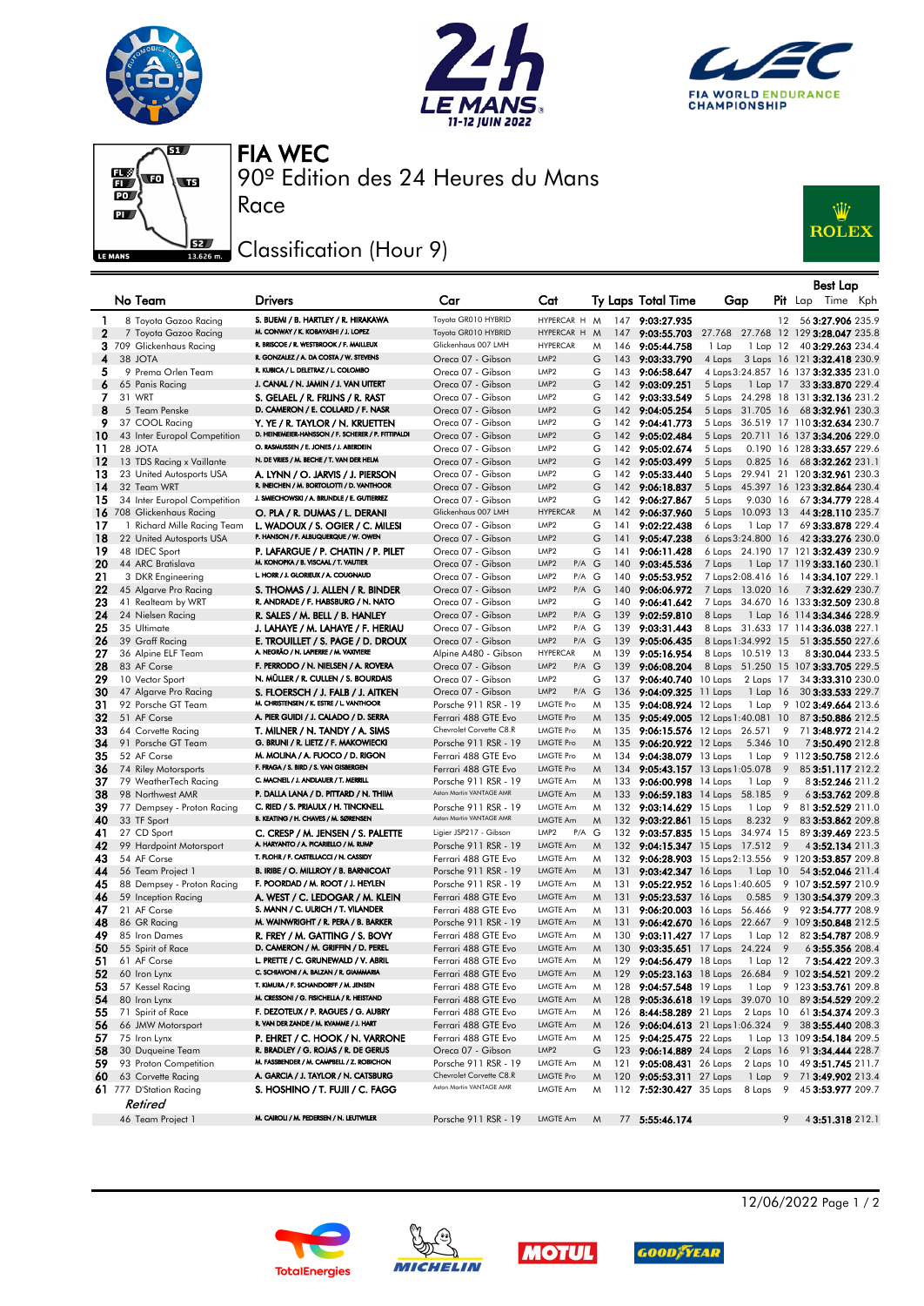# FIA WEC

## 90º Edition des 24 Heures du Mans

## Race

## Classification (Hour 9)

| | No | Team | Drivers | Car | Cat | | Ty | Laps | Total Time | Gap | | Pit | Best Lap Lap | Best Lap Time | Best Lap Kph |
|---|---|---|---|---|---|---|---|---|---|---|---|---|---|---|---|
| 1 | 8 | Toyota Gazoo Racing | S. BUEMI / B. HARTLEY / R. HIRAKAWA | Toyota GR010 HYBRID | HYPERCAR H | | M | 147 | 9:03:27.935 | | | 12 | 56 | 3:27.906 | 235.9 |
| 2 | 7 | Toyota Gazoo Racing | M. CONWAY / K. KOBAYASHI / J. LOPEZ | Toyota GR010 HYBRID | HYPERCAR H | | M | 147 | 9:03:55.703 | 27.768 | 27.768 | 12 | 129 | 3:28.047 | 235.8 |
| 3 | 709 | Glickenhaus Racing | R. BRISCOE / R. WESTBROOK / F. MAILLEUX | Glickenhaus 007 LMH | HYPERCAR | | M | 146 | 9:05:44.758 | 1 Lap | 1 Lap | 12 | 40 | 3:29.263 | 234.4 |
| 4 | 38 | JOTA | R. GONZALEZ / A. DA COSTA / W. STEVENS | Oreca 07 - Gibson | LMP2 | | G | 143 | 9:03:33.790 | 4 Laps | 3 Laps | 16 | 121 | 3:32.418 | 230.9 |
| 5 | 9 | Prema Orlen Team | R. KUBICA / L. DELETRAZ / L. COLOMBO | Oreca 07 - Gibson | LMP2 | | G | 143 | 9:06:58.647 | 4 Laps | 3:24.857 | 16 | 137 | 3:32.335 | 231.0 |
| 6 | 65 | Panis Racing | J. CANAL / N. JAMIN / J. VAN UITERT | Oreca 07 - Gibson | LMP2 | | G | 142 | 9:03:09.251 | 5 Laps | 1 Lap | 17 | 33 | 3:33.870 | 229.4 |
| 7 | 31 | WRT | S. GELAEL / R. FRIJNS / F. RAST | Oreca 07 - Gibson | LMP2 | | G | 142 | 9:03:33.549 | 5 Laps | 24.298 | 18 | 131 | 3:32.136 | 231.2 |
| 8 | 5 | Team Penske | D. CAMERON / E. COLLARD / F. NASR | Oreca 07 - Gibson | LMP2 | | G | 142 | 9:04:05.254 | 5 Laps | 31.705 | 16 | 68 | 3:32.961 | 230.3 |
| 9 | 37 | COOL Racing | Y. YE / R. TAYLOR / N. KRUETTEN | Oreca 07 - Gibson | LMP2 | | G | 142 | 9:04:41.773 | 5 Laps | 36.519 | 17 | 110 | 3:32.630 | 230.7 |
| 10 | 43 | Inter Europol Competition | D. HEINEMEIER-HANSSON / F. SCHERER / P. FITTIPALDI | Oreca 07 - Gibson | LMP2 | | G | 142 | 9:05:02.484 | 5 Laps | 20.711 | 16 | 137 | 3:34.206 | 229.0 |
| 11 | 28 | JOTA | O. RASMUSSEN / E. JONES / J. ABERDEIN | Oreca 07 - Gibson | LMP2 | | G | 142 | 9:05:02.674 | 5 Laps | 0.190 | 16 | 128 | 3:33.657 | 229.6 |
| 12 | 13 | TDS Racing x Vaillante | N. DE VRIES / M. BECHE / T. VAN DER HELM | Oreca 07 - Gibson | LMP2 | | G | 142 | 9:05:03.499 | 5 Laps | 0.825 | 16 | 68 | 3:32.262 | 231.1 |
| 13 | 23 | United Autosports USA | A. LYNN / O. JARVIS / J. PIERSON | Oreca 07 - Gibson | LMP2 | | G | 142 | 9:05:33.440 | 5 Laps | 29.941 | 21 | 120 | 3:32.961 | 230.3 |
| 14 | 32 | Team WRT | R. INEICHEN / M. BORTOLOTTI / D. VANTHOOR | Oreca 07 - Gibson | LMP2 | | G | 142 | 9:06:18.837 | 5 Laps | 45.397 | 16 | 123 | 3:32.864 | 230.4 |
| 15 | 34 | Inter Europol Competition | J. SMIECHOWSKI / A. BRUNDLE / E. GUTIERREZ | Oreca 07 - Gibson | LMP2 | | G | 142 | 9:06:27.867 | 5 Laps | 9.030 | 16 | 67 | 3:34.779 | 228.4 |
| 16 | 708 | Glickenhaus Racing | O. PLA / R. DUMAS / L. DERANI | Glickenhaus 007 LMH | HYPERCAR | | M | 142 | 9:06:37.960 | 5 Laps | 10.093 | 13 | 110 | 3:28.110 | 235.7 |
| 17 | 1 | Richard Mille Racing Team | L. WADOUX / S. OGIER / C. MILESI | Oreca 07 - Gibson | LMP2 | | G | 141 | 9:02:22.438 | 6 Laps | 1 Lap | 17 | 69 | 3:33.878 | 229.4 |
| 18 | 22 | United Autosports USA | P. HANSON / F. ALBUQUERQUE / W. OWEN | Oreca 07 - Gibson | LMP2 | | G | 141 | 9:05:47.238 | 6 Laps | 3:24.800 | 16 | 42 | 3:33.276 | 230.0 |
| 19 | 48 | IDEC Sport | P. LAFARGUE / P. CHATIN / P. PILET | Oreca 07 - Gibson | LMP2 | | G | 141 | 9:06:11.428 | 6 Laps | 24.190 | 17 | 121 | 3:32.439 | 230.9 |
| 20 | 44 | ARC Bratislava | M. KONOPKA / B. VISCAAL / T. VAUTIER | Oreca 07 - Gibson | LMP2 | P/A | G | 140 | 9:03:45.536 | 7 Laps | 1 Lap | 17 | 119 | 3:33.160 | 230.1 |
| 21 | 3 | DKR Engineering | L. HORR / J. GLORIEUX / A. COUGNAUD | Oreca 07 - Gibson | LMP2 | P/A | G | 140 | 9:05:53.952 | 7 Laps | 2:08.416 | 16 | 14 | 3:34.107 | 229.1 |
| 22 | 45 | Algarve Pro Racing | S. THOMAS / J. ALLEN / R. BINDER | Oreca 07 - Gibson | LMP2 | P/A | G | 140 | 9:06:06.972 | 7 Laps | 13.020 | 16 | 7 | 3:32.629 | 230.7 |
| 23 | 41 | Realteam by WRT | R. ANDRADE / F. HABSBURG / N. NATO | Oreca 07 - Gibson | LMP2 | | G | 140 | 9:06:41.642 | 7 Laps | 34.670 | 16 | 133 | 3:32.509 | 230.8 |
| 24 | 24 | Nielsen Racing | R. SALES / M. BELL / B. HANLEY | Oreca 07 - Gibson | LMP2 | P/A | G | 139 | 9:02:59.810 | 8 Laps | 1 Lap | 16 | 114 | 3:34.346 | 228.9 |
| 25 | 35 | Ultimate | J. LAHAYE / M. LAHAYE / F. HERIAU | Oreca 07 - Gibson | LMP2 | P/A | G | 139 | 9:03:31.443 | 8 Laps | 31.633 | 17 | 114 | 3:36.038 | 227.1 |
| 26 | 39 | Graff Racing | E. TROUILLET / S. PAGE / D. DROUX | Oreca 07 - Gibson | LMP2 | P/A | G | 139 | 9:05:06.435 | 8 Laps | 1:34.992 | 15 | 51 | 3:35.550 | 227.6 |
| 27 | 36 | Alpine ELF Team | A. NEGRÃO / N. LAPIERRE / M. VAXIVIERE | Alpine A480 - Gibson | HYPERCAR | | M | 139 | 9:05:16.954 | 8 Laps | 10.519 | 13 | 8 | 3:30.044 | 233.5 |
| 28 | 83 | AF Corse | F. PERRODO / N. NIELSEN / A. ROVERA | Oreca 07 - Gibson | LMP2 | P/A | G | 139 | 9:06:08.204 | 8 Laps | 51.250 | 15 | 107 | 3:33.705 | 229.5 |
| 29 | 10 | Vector Sport | N. MÜLLER / R. CULLEN / S. BOURDAIS | Oreca 07 - Gibson | LMP2 | | G | 137 | 9:06:40.740 | 10 Laps | 2 Laps | 17 | 34 | 3:33.310 | 230.0 |
| 30 | 47 | Algarve Pro Racing | S. FLOERSCH / J. FALB / J. AITKEN | Oreca 07 - Gibson | LMP2 | P/A | G | 136 | 9:04:09.325 | 11 Laps | 1 Lap | 16 | 30 | 3:33.533 | 229.7 |
| 31 | 92 | Porsche GT Team | M. CHRISTENSEN / K. ESTRE / L. VANTHOOR | Porsche 911 RSR - 19 | LMGTE Pro | | M | 135 | 9:04:08.924 | 12 Laps | 1 Lap | 9 | 102 | 3:49.664 | 213.6 |
| 32 | 51 | AF Corse | A. PIER GUIDI / J. CALADO / D. SERRA | Ferrari 488 GTE Evo | LMGTE Pro | | M | 135 | 9:05:49.005 | 12 Laps | 1:40.081 | 10 | 87 | 3:50.886 | 212.5 |
| 33 | 64 | Corvette Racing | T. MILNER / N. TANDY / A. SIMS | Chevrolet Corvette C8.R | LMGTE Pro | | M | 135 | 9:06:15.576 | 12 Laps | 26.571 | 9 | 71 | 3:48.972 | 214.2 |
| 34 | 91 | Porsche GT Team | G. BRUNI / R. LIETZ / F. MAKOWIECKI | Porsche 911 RSR - 19 | LMGTE Pro | | M | 135 | 9:06:20.922 | 12 Laps | 5.346 | 10 | 7 | 3:50.490 | 212.8 |
| 35 | 52 | AF Corse | M. MOLINA / A. FUOCO / D. RIGON | Ferrari 488 GTE Evo | LMGTE Pro | | M | 134 | 9:04:38.079 | 13 Laps | 1 Lap | 9 | 112 | 3:50.758 | 212.6 |
| 36 | 74 | Riley Motorsports | F. FRAGA / S. BIRD / S. VAN GISBERGEN | Ferrari 488 GTE Evo | LMGTE Pro | | M | 134 | 9:05:43.157 | 13 Laps | 1:05.078 | 9 | 85 | 3:51.117 | 212.2 |
| 37 | 79 | WeatherTech Racing | C. MACNEIL / J. ANDLAUER / T. MERRILL | Porsche 911 RSR - 19 | LMGTE Am | | M | 133 | 9:06:00.998 | 14 Laps | 1 Lap | 9 | 4 | 3:52.246 | 211.2 |
| 38 | 98 | Northwest AMR | P. DALLA LANA / D. PITTARD / N. THIIM | Aston Martin VANTAGE AMR | LMGTE Am | | M | 133 | 9:06:59.183 | 14 Laps | 58.185 | 9 | 6 | 3:53.762 | 209.8 |
| 39 | 77 | Dempsey - Proton Racing | C. RIED / S. PRIAULX / H. TINCKNELL | Porsche 911 RSR - 19 | LMGTE Am | | M | 132 | 9:03:14.629 | 15 Laps | 1 Lap | 9 | 81 | 3:52.529 | 211.0 |
| 40 | 33 | TF Sport | B. KEATING / H. CHAVES / M. SØRENSEN | Aston Martin VANTAGE AMR | LMGTE Am | | M | 132 | 9:03:22.861 | 15 Laps | 8.232 | 9 | 83 | 3:53.862 | 209.8 |
| 41 | 27 | CD Sport | C. CRESP / M. JENSEN / S. PALETTE | Ligier JSP217 - Gibson | LMP2 | P/A | G | 132 | 9:03:57.835 | 15 Laps | 34.974 | 15 | 89 | 3:39.469 | 223.5 |
| 42 | 99 | Hardpoint Motorsport | A. HARYANTO / A. PICARIELLO / M. RUMP | Porsche 911 RSR - 19 | LMGTE Am | | M | 132 | 9:04:15.347 | 15 Laps | 17.512 | 9 | 4 | 3:52.134 | 211.3 |
| 43 | 54 | AF Corse | T. FLOHR / F. CASTELLACCI / N. CASSIDY | Ferrari 488 GTE Evo | LMGTE Am | | M | 132 | 9:06:28.903 | 15 Laps | 2:13.556 | 9 | 120 | 3:53.857 | 209.8 |
| 44 | 56 | Team Project 1 | B. IRIBE / O. MILLROY / B. BARNICOAT | Porsche 911 RSR - 19 | LMGTE Am | | M | 131 | 9:03:42.347 | 16 Laps | 1 Lap | 10 | 54 | 3:52.046 | 211.4 |
| 45 | 88 | Dempsey - Proton Racing | F. POORDAD / M. ROOT / J. HEYLEN | Porsche 911 RSR - 19 | LMGTE Am | | M | 131 | 9:05:22.952 | 16 Laps | 1:40.605 | 9 | 107 | 3:52.597 | 210.9 |
| 46 | 59 | Inception Racing | A. WEST / C. LEDOGAR / M. KLEIN | Ferrari 488 GTE Evo | LMGTE Am | | M | 131 | 9:05:23.537 | 16 Laps | 0.585 | 9 | 130 | 3:54.379 | 209.3 |
| 47 | 21 | AF Corse | S. MANN / C. ULRICH / T. VILANDER | Ferrari 488 GTE Evo | LMGTE Am | | M | 131 | 9:06:20.003 | 16 Laps | 56.466 | 9 | 92 | 3:54.777 | 208.9 |
| 48 | 86 | GR Racing | M. WAINWRIGHT / R. PERA / B. BARKER | Porsche 911 RSR - 19 | LMGTE Am | | M | 131 | 9:06:42.670 | 16 Laps | 22.667 | 9 | 109 | 3:50.848 | 212.5 |
| 49 | 85 | Iron Dames | R. FREY / M. GATTING / S. BOVY | Ferrari 488 GTE Evo | LMGTE Am | | M | 130 | 9:03:11.427 | 17 Laps | 1 Lap | 9 | 82 | 3:54.787 | 208.9 |
| 50 | 55 | Spirit of Race | D. CAMERON / M. GRIFFIN / D. PEREL | Ferrari 488 GTE Evo | LMGTE Am | | M | 130 | 9:03:35.651 | 17 Laps | 24.224 | 9 | 6 | 3:55.356 | 208.4 |
| 51 | 61 | AF Corse | L. PRETTE / C. GRUNEWALD / V. ABRIL | Ferrari 488 GTE Evo | LMGTE Am | | M | 129 | 9:04:56.479 | 18 Laps | 1 Lap | 12 | 7 | 3:54.422 | 209.3 |
| 52 | 60 | Iron Lynx | C. SCHIAVONI / A. BALZAN / R. GIAMMARIA | Ferrari 488 GTE Evo | LMGTE Am | | M | 129 | 9:05:23.163 | 18 Laps | 26.684 | 9 | 102 | 3:54.521 | 209.2 |
| 53 | 57 | Kessel Racing | T. KIMURA / F. SCHANDORFF / M. JENSEN | Ferrari 488 GTE Evo | LMGTE Am | | M | 128 | 9:04:57.548 | 19 Laps | 1 Lap | 9 | 123 | 3:53.761 | 209.8 |
| 54 | 80 | Iron Lynx | M. CRESSONI / G. FISICHELLA / R. HEISTAND | Ferrari 488 GTE Evo | LMGTE Am | | M | 128 | 9:05:36.618 | 19 Laps | 39.070 | 10 | 89 | 3:54.529 | 209.2 |
| 55 | 71 | Spirit of Race | F. DEZOTEUX / P. RAGUES / G. AUBRY | Ferrari 488 GTE Evo | LMGTE Am | | M | 126 | 8:44:58.289 | 21 Laps | 2 Laps | 10 | 61 | 3:54.374 | 209.3 |
| 56 | 66 | JMW Motorsport | R. VAN DER ZANDE / M. KVAMME / J. HART | Ferrari 488 GTE Evo | LMGTE Am | | M | 126 | 9:06:04.613 | 21 Laps | 1:06.324 | 9 | 38 | 3:55.440 | 208.3 |
| 57 | 75 | Iron Lynx | P. EHRET / C. HOOK / N. VARRONE | Ferrari 488 GTE Evo | LMGTE Am | | M | 125 | 9:04:25.475 | 22 Laps | 1 Lap | 13 | 109 | 3:54.184 | 209.5 |
| 58 | 30 | Duqueine Team | R. BRADLEY / G. ROJAS / R. DE GERUS | Oreca 07 - Gibson | LMP2 | | G | 123 | 9:06:14.889 | 24 Laps | 2 Laps | 16 | 91 | 3:34.444 | 228.7 |
| 59 | 93 | Proton Competition | M. FASSBENDER / M. CAMPBELL / Z. ROBICHON | Porsche 911 RSR - 19 | LMGTE Am | | M | 121 | 9:05:08.431 | 26 Laps | 2 Laps | 10 | 49 | 3:51.745 | 211.7 |
| 60 | 63 | Corvette Racing | A. GARCIA / J. TAYLOR / N. CATSBURG | Chevrolet Corvette C8.R | LMGTE Pro | | M | 120 | 9:05:53.311 | 27 Laps | 1 Lap | 9 | 71 | 3:49.902 | 213.4 |
| 61 | 777 | D'Station Racing | S. HOSHINO / T. FUJII / C. FAGG | Aston Martin VANTAGE AMR | LMGTE Am | | M | 112 | 7:52:30.427 | 35 Laps | 8 Laps | 9 | 45 | 3:53.977 | 209.7 |
| *Retired* | | | | | | | | | | | | | | | |
| | 46 | Team Project 1 | M. CAIROLI / M. PEDERSEN / N. LEUTWILER | Porsche 911 RSR - 19 | LMGTE Am | | M | 77 | 5:55:46.174 | | | 9 | 4 | 3:51.318 | 212.1 |

12/06/2022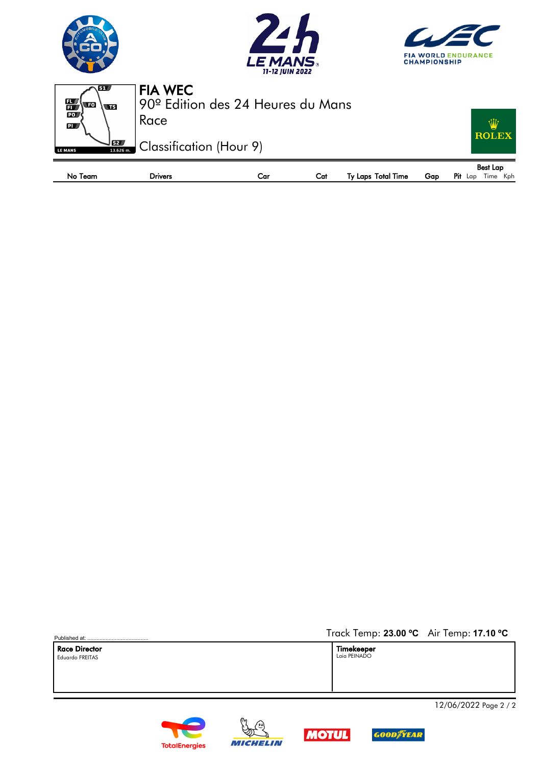# FIA WEC

90º Edition des 24 Heures du Mans

Race

Classification (Hour 9)

| No | Team | Drivers | Car | Cat | Ty | Laps | Total Time | Gap | Pit | Best Lap Lap | Time | Kph |
|---|---|---|---|---|---|---|---|---|---|---|---|---|

Published at: ........................................

Track Temp: **23.00 ºC** Air Temp: **17.10 ºC**

| | |
|---|---|
| **Race Director**<br>Eduardo FREITAS | **Timekeeper**<br>Laia PEINADO |

12/06/2022